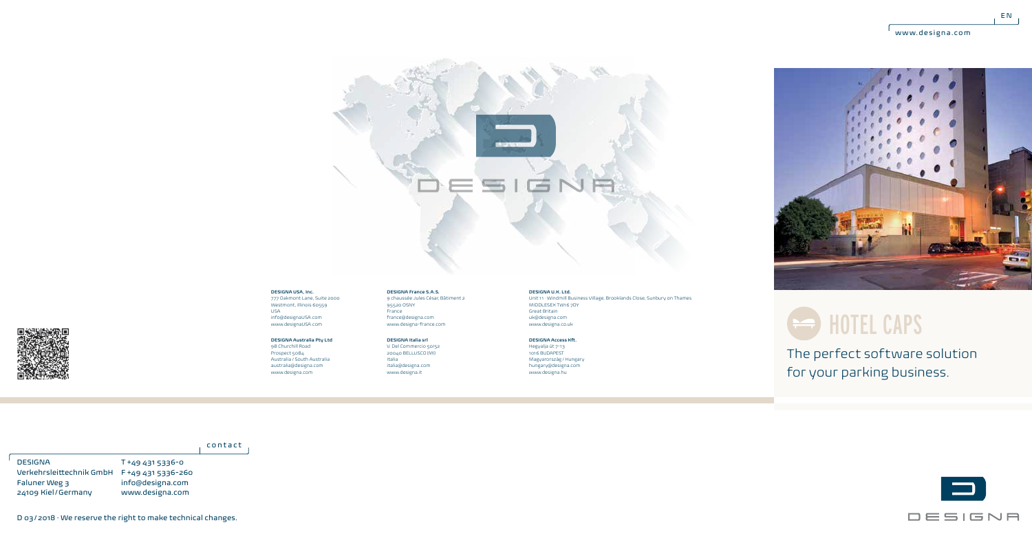EN

www.designa.com

# HOTEL CAPS

The perfect software solution for your parking business.

**DESIGNA USA, Inc.**
777 Oakmont Lane, Suite 2000
Westmont, Illinois 60559
USA
info@designaUSA.com
www.designaUSA.com

**DESIGNA Australia Pty Ltd**
98 Churchill Road
Prospect 5084
Australia / South Australia
australia@designa.com
www.designa.com

**DESIGNA France S.A.S.**
9 chaussée Jules César, Bâtiment 2
95520 OSNY
France
france@designa.com
www.designa-france.com

**DESIGNA Italia srl**
V. Del Commercio 50/52
20040 BELLUSCO (MI)
Italia
italia@designa.com
www.designa.it

**DESIGNA U.K. Ltd.**
Unit 11 · Windmill Business Village, Brooklands Close, Sunbury on Thames
MIDDLESEX TW16 7DY
Great Britain
uk@designa.com
www.designa.co.uk

**DESIGNA Access Kft.**
Hegyalja út 7-13
1016 BUDAPEST
Magyarország / Hungary
hungary@designa.com
www.designa.hu

contact

| | |
|---|---|
| DESIGNA | T +49 431 5336-0 |
| Verkehrsleittechnik GmbH | F +49 431 5336-260 |
| Faluner Weg 3 | info@designa.com |
| 24109 Kiel / Germany | www.designa.com |

D 03 / 2018 · We reserve the right to make technical changes.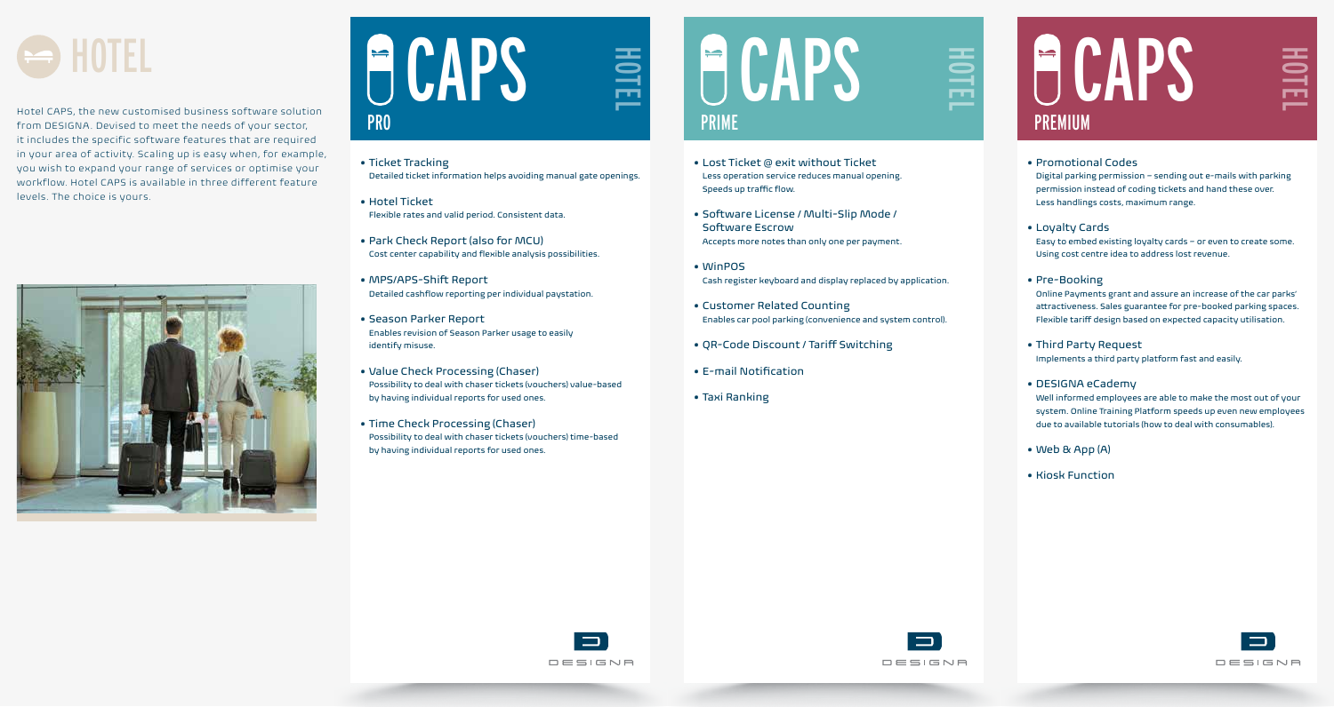# HOTEL

Hotel CAPS, the new customised business software solution from DESIGNA. Devised to meet the needs of your sector, it includes the specific software features that are required in your area of activity. Scaling up is easy when, for example, you wish to expand your range of services or optimise your workflow. Hotel CAPS is available in three different feature levels. The choice is yours.

## CAPS PRO

HOTEL

- Ticket Tracking
  Detailed ticket information helps avoiding manual gate openings.
- Hotel Ticket
  Flexible rates and valid period. Consistent data.
- Park Check Report (also for MCU)
  Cost center capability and flexible analysis possibilities.
- MPS/APS-Shift Report
  Detailed cashflow reporting per individual paystation.
- Season Parker Report
  Enables revision of Season Parker usage to easily identify misuse.
- Value Check Processing (Chaser)
  Possibility to deal with chaser tickets (vouchers) value-based by having individual reports for used ones.
- Time Check Processing (Chaser)
  Possibility to deal with chaser tickets (vouchers) time-based by having individual reports for used ones.

DESIGNA

## CAPS PRIME

HOTEL

- Lost Ticket @ exit without Ticket
  Less operation service reduces manual opening. Speeds up traffic flow.
- Software License / Multi-Slip Mode / Software Escrow
  Accepts more notes than only one per payment.
- WinPOS
  Cash register keyboard and display replaced by application.
- Customer Related Counting
  Enables car pool parking (convenience and system control).
- QR-Code Discount / Tariff Switching
- E-mail Notification
- Taxi Ranking

DESIGNA

## CAPS PREMIUM

HOTEL

- Promotional Codes
  Digital parking permission – sending out e-mails with parking permission instead of coding tickets and hand these over. Less handlings costs, maximum range.
- Loyalty Cards
  Easy to embed existing loyalty cards – or even to create some. Using cost centre idea to address lost revenue.
- Pre-Booking
  Online Payments grant and assure an increase of the car parks' attractiveness. Sales guarantee for pre-booked parking spaces. Flexible tariff design based on expected capacity utilisation.
- Third Party Request
  Implements a third party platform fast and easily.
- DESIGNA eCademy
  Well informed employees are able to make the most out of your system. Online Training Platform speeds up even new employees due to available tutorials (how to deal with consumables).
- Web & App (A)
- Kiosk Function

DESIGNA